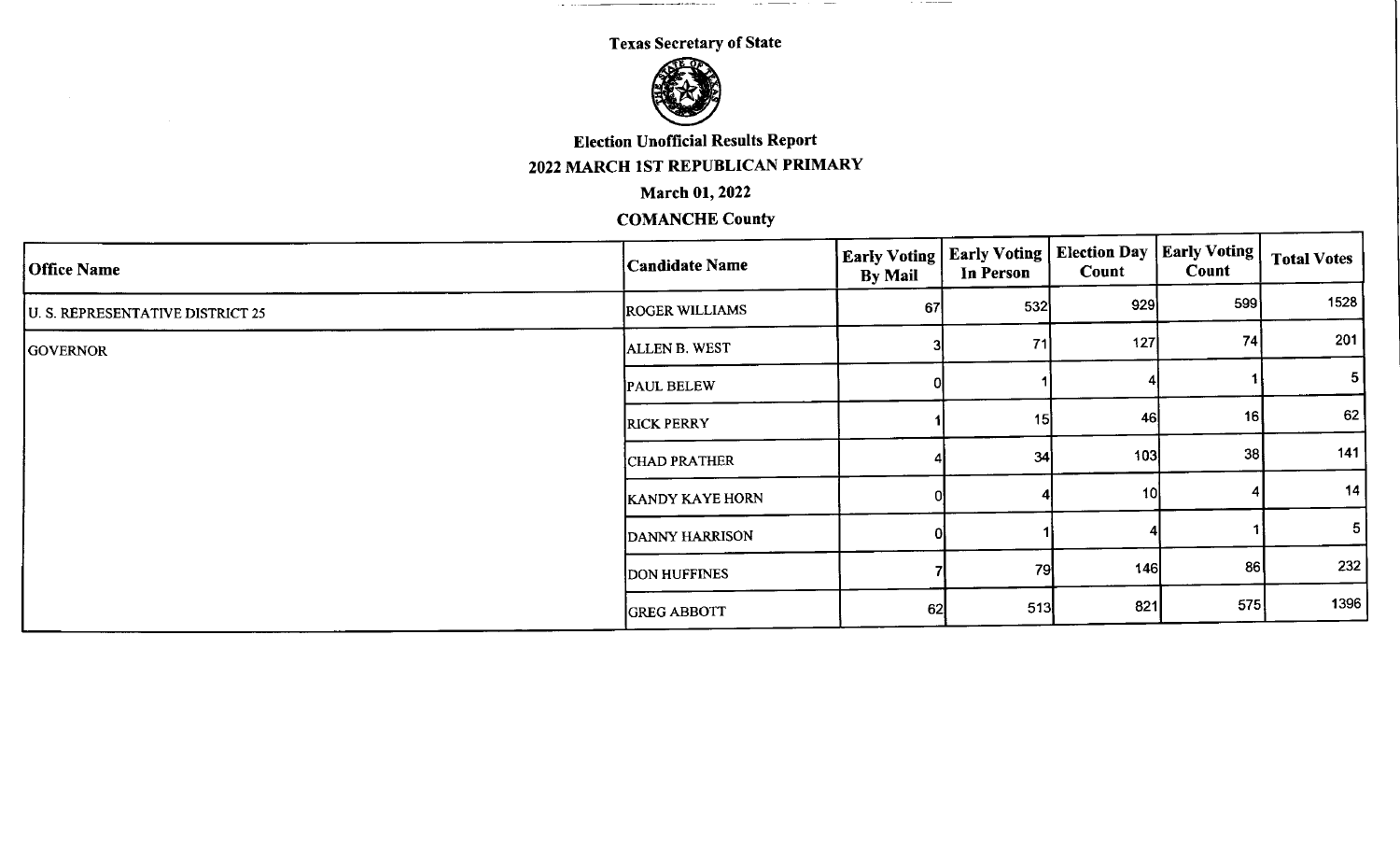Texas Secretary of State

# Election Unofficial Results Report

## 2022 MARCH 1ST REPUBLICAN PRIMARY

### March 01, 2022

### COMANCHE County

| Office Name | Candidate Name | Early Voting By Mail | Early Voting In Person | Election Day Count | Early Voting Count | Total Votes |
|---|---|---|---|---|---|---|
| U. S. REPRESENTATIVE DISTRICT 25 | ROGER WILLIAMS | 67 | 532 | 929 | 599 | 1528 |
| GOVERNOR | ALLEN B. WEST | 3 | 71 | 127 | 74 | 201 |
| | PAUL BELEW | 0 | 1 | 4 | 1 | 5 |
| | RICK PERRY | 1 | 15 | 46 | 16 | 62 |
| | CHAD PRATHER | 4 | 34 | 103 | 38 | 141 |
| | KANDY KAYE HORN | 0 | 4 | 10 | 4 | 14 |
| | DANNY HARRISON | 0 | 1 | 4 | 1 | 5 |
| | DON HUFFINES | 7 | 79 | 146 | 86 | 232 |
| | GREG ABBOTT | 62 | 513 | 821 | 575 | 1396 |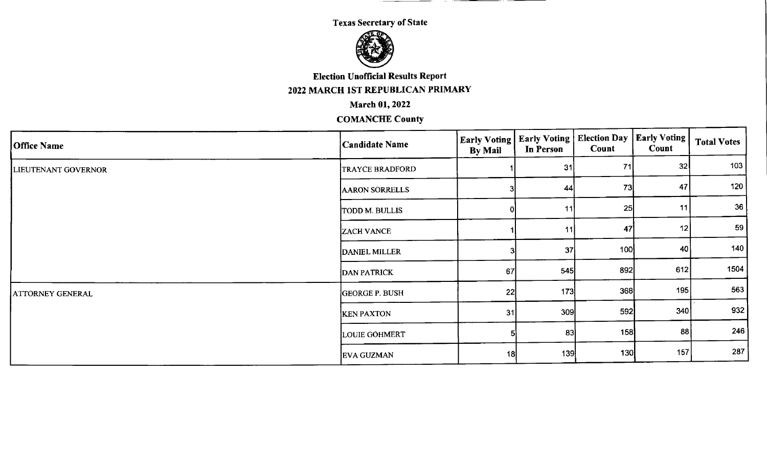Texas Secretary of State

Election Unofficial Results Report

2022 MARCH 1ST REPUBLICAN PRIMARY

March 01, 2022

COMANCHE County

| Office Name | Candidate Name | Early Voting By Mail | Early Voting In Person | Election Day Count | Early Voting Count | Total Votes |
|---|---|---|---|---|---|---|
| LIEUTENANT GOVERNOR | TRAYCE BRADFORD | 1 | 31 | 71 | 32 | 103 |
| | AARON SORRELLS | 3 | 44 | 73 | 47 | 120 |
| | TODD M. BULLIS | 0 | 11 | 25 | 11 | 36 |
| | ZACH VANCE | 1 | 11 | 47 | 12 | 59 |
| | DANIEL MILLER | 3 | 37 | 100 | 40 | 140 |
| | DAN PATRICK | 67 | 545 | 892 | 612 | 1504 |
| ATTORNEY GENERAL | GEORGE P. BUSH | 22 | 173 | 368 | 195 | 563 |
| | KEN PAXTON | 31 | 309 | 592 | 340 | 932 |
| | LOUIE GOHMERT | 5 | 83 | 158 | 88 | 246 |
| | EVA GUZMAN | 18 | 139 | 130 | 157 | 287 |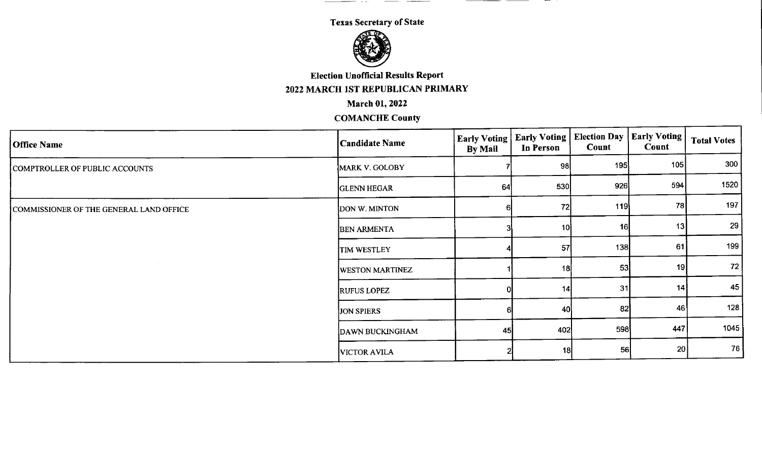# Texas Secretary of State

## Election Unofficial Results Report

### 2022 MARCH 1ST REPUBLICAN PRIMARY

### March 01, 2022

### COMANCHE County

| Office Name | Candidate Name | Early Voting By Mail | Early Voting In Person | Election Day Count | Early Voting Count | Total Votes |
|---|---|---|---|---|---|---|
| COMPTROLLER OF PUBLIC ACCOUNTS | MARK V. GOLOBY | 7 | 98 | 195 | 105 | 300 |
| | GLENN HEGAR | 64 | 530 | 926 | 594 | 1520 |
| COMMISSIONER OF THE GENERAL LAND OFFICE | DON W. MINTON | 6 | 72 | 119 | 78 | 197 |
| | BEN ARMENTA | 3 | 10 | 16 | 13 | 29 |
| | TIM WESTLEY | 4 | 57 | 138 | 61 | 199 |
| | WESTON MARTINEZ | 1 | 18 | 53 | 19 | 72 |
| | RUFUS LOPEZ | 0 | 14 | 31 | 14 | 45 |
| | JON SPIERS | 6 | 40 | 82 | 46 | 128 |
| | DAWN BUCKINGHAM | 45 | 402 | 598 | 447 | 1045 |
| | VICTOR AVILA | 2 | 18 | 56 | 20 | 76 |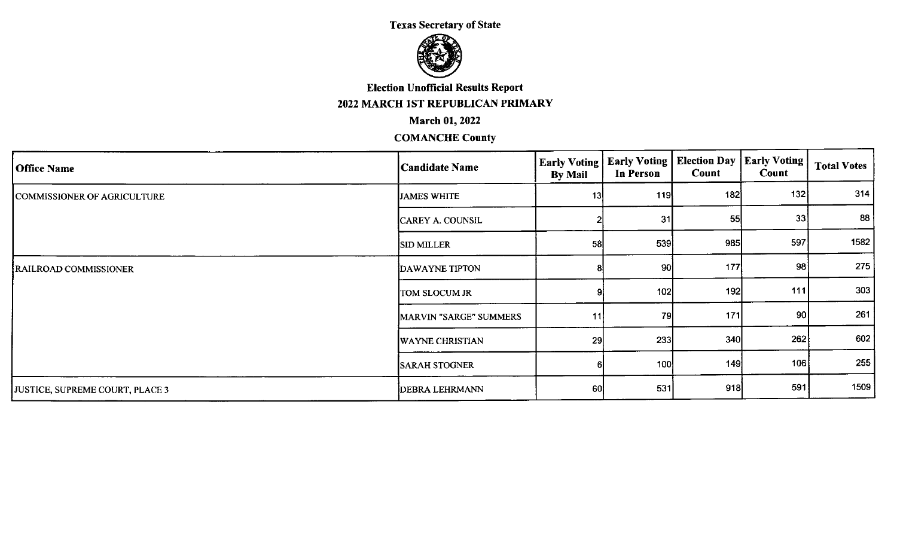**Texas Secretary of State**

**Election Unofficial Results Report**

**2022 MARCH 1ST REPUBLICAN PRIMARY**

**March 01, 2022**

**COMANCHE County**

| Office Name | Candidate Name | Early Voting By Mail | Early Voting In Person | Election Day Count | Early Voting Count | Total Votes |
|---|---|---|---|---|---|---|
| COMMISSIONER OF AGRICULTURE | JAMES WHITE | 13 | 119 | 182 | 132 | 314 |
| | CAREY A. COUNSIL | 2 | 31 | 55 | 33 | 88 |
| | SID MILLER | 58 | 539 | 985 | 597 | 1582 |
| RAILROAD COMMISSIONER | DAWAYNE TIPTON | 8 | 90 | 177 | 98 | 275 |
| | TOM SLOCUM JR | 9 | 102 | 192 | 111 | 303 |
| | MARVIN "SARGE" SUMMERS | 11 | 79 | 171 | 90 | 261 |
| | WAYNE CHRISTIAN | 29 | 233 | 340 | 262 | 602 |
| | SARAH STOGNER | 6 | 100 | 149 | 106 | 255 |
| JUSTICE, SUPREME COURT, PLACE 3 | DEBRA LEHRMANN | 60 | 531 | 918 | 591 | 1509 |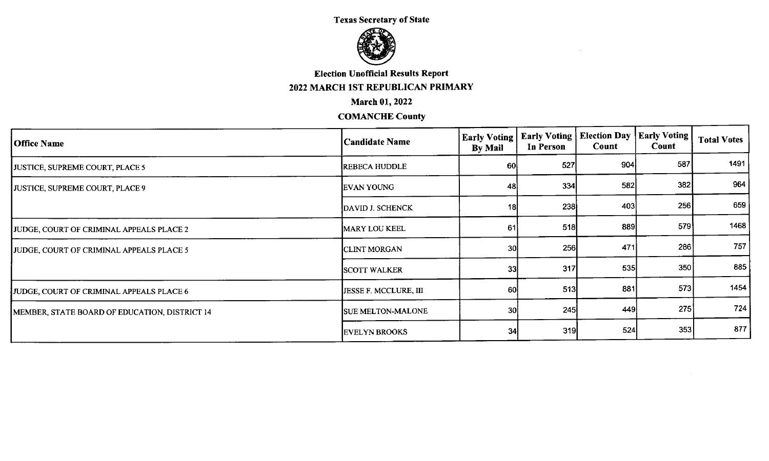# Texas Secretary of State

## Election Unofficial Results Report

## 2022 MARCH 1ST REPUBLICAN PRIMARY

### March 01, 2022

### COMANCHE County

| Office Name | Candidate Name | Early Voting By Mail | Early Voting In Person | Election Day Count | Early Voting Count | Total Votes |
|---|---|---|---|---|---|---|
| JUSTICE, SUPREME COURT, PLACE 5 | REBECA HUDDLE | 60 | 527 | 904 | 587 | 1491 |
| JUSTICE, SUPREME COURT, PLACE 9 | EVAN YOUNG | 48 | 334 | 582 | 382 | 964 |
| | DAVID J. SCHENCK | 18 | 238 | 403 | 256 | 659 |
| JUDGE, COURT OF CRIMINAL APPEALS PLACE 2 | MARY LOU KEEL | 61 | 518 | 889 | 579 | 1468 |
| JUDGE, COURT OF CRIMINAL APPEALS PLACE 5 | CLINT MORGAN | 30 | 256 | 471 | 286 | 757 |
| | SCOTT WALKER | 33 | 317 | 535 | 350 | 885 |
| JUDGE, COURT OF CRIMINAL APPEALS PLACE 6 | JESSE F. MCCLURE, III | 60 | 513 | 881 | 573 | 1454 |
| MEMBER, STATE BOARD OF EDUCATION, DISTRICT 14 | SUE MELTON-MALONE | 30 | 245 | 449 | 275 | 724 |
| | EVELYN BROOKS | 34 | 319 | 524 | 353 | 877 |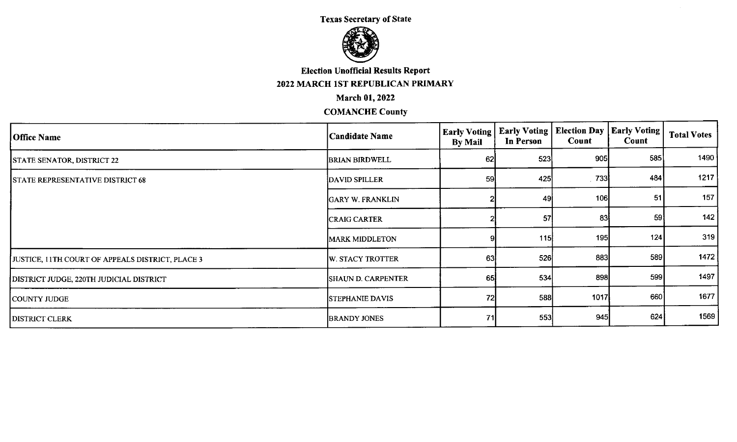Texas Secretary of State

Election Unofficial Results Report

2022 MARCH 1ST REPUBLICAN PRIMARY

March 01, 2022

COMANCHE County

| Office Name | Candidate Name | Early Voting By Mail | Early Voting In Person | Election Day Count | Early Voting Count | Total Votes |
|---|---|---|---|---|---|---|
| STATE SENATOR, DISTRICT 22 | BRIAN BIRDWELL | 62 | 523 | 905 | 585 | 1490 |
| STATE REPRESENTATIVE DISTRICT 68 | DAVID SPILLER | 59 | 425 | 733 | 484 | 1217 |
| | GARY W. FRANKLIN | 2 | 49 | 106 | 51 | 157 |
| | CRAIG CARTER | 2 | 57 | 83 | 59 | 142 |
| | MARK MIDDLETON | 9 | 115 | 195 | 124 | 319 |
| JUSTICE, 11TH COURT OF APPEALS DISTRICT, PLACE 3 | W. STACY TROTTER | 63 | 526 | 883 | 589 | 1472 |
| DISTRICT JUDGE, 220TH JUDICIAL DISTRICT | SHAUN D. CARPENTER | 65 | 534 | 898 | 599 | 1497 |
| COUNTY JUDGE | STEPHANIE DAVIS | 72 | 588 | 1017 | 660 | 1677 |
| DISTRICT CLERK | BRANDY JONES | 71 | 553 | 945 | 624 | 1569 |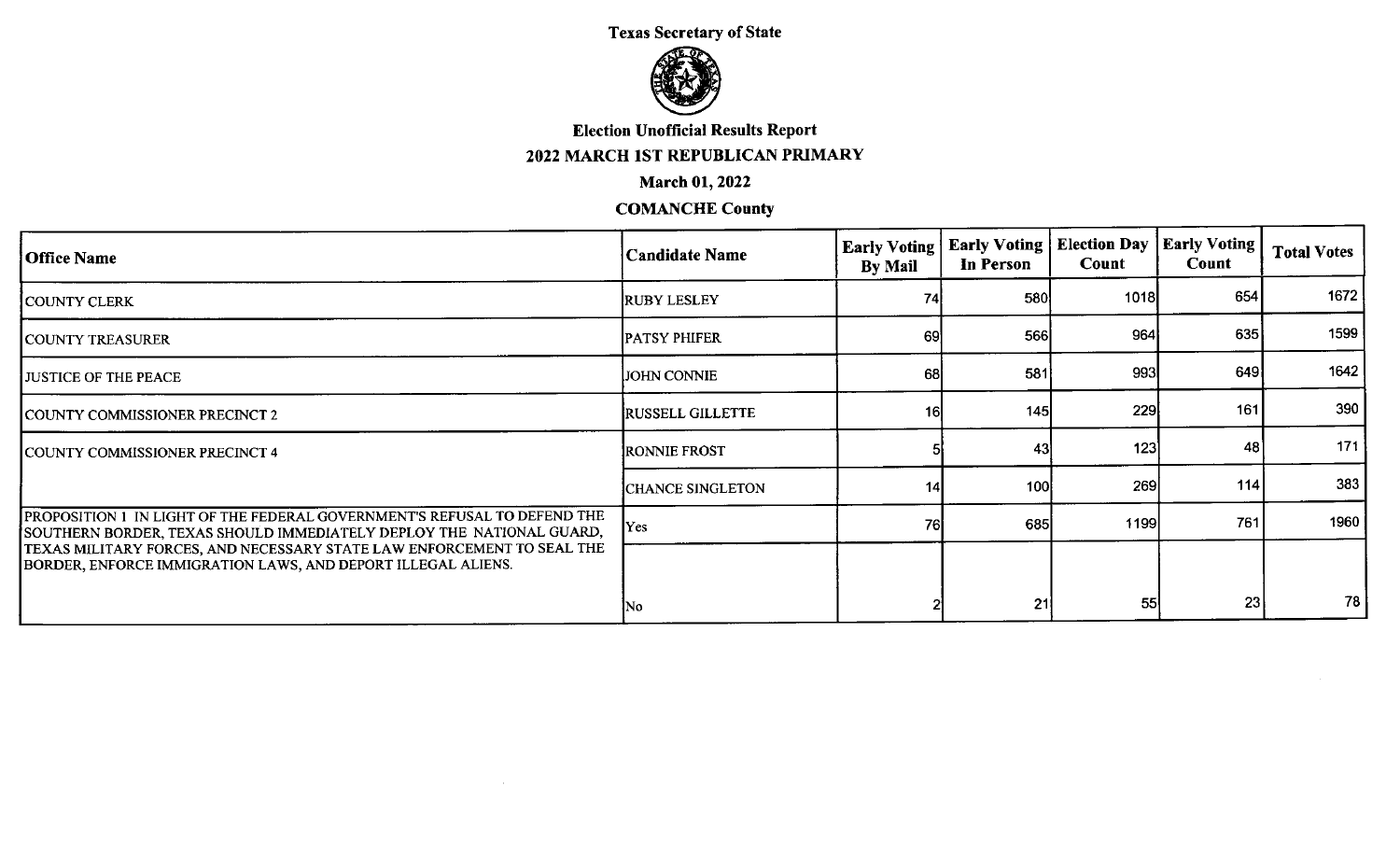**Texas Secretary of State**

# Election Unofficial Results Report

## 2022 MARCH 1ST REPUBLICAN PRIMARY

**March 01, 2022**

**COMANCHE County**

| Office Name | Candidate Name | Early Voting By Mail | Early Voting In Person | Election Day Count | Early Voting Count | Total Votes |
|---|---|---|---|---|---|---|
| COUNTY CLERK | RUBY LESLEY | 74 | 580 | 1018 | 654 | 1672 |
| COUNTY TREASURER | PATSY PHIFER | 69 | 566 | 964 | 635 | 1599 |
| JUSTICE OF THE PEACE | JOHN CONNIE | 68 | 581 | 993 | 649 | 1642 |
| COUNTY COMMISSIONER PRECINCT 2 | RUSSELL GILLETTE | 16 | 145 | 229 | 161 | 390 |
| COUNTY COMMISSIONER PRECINCT 4 | RONNIE FROST | 5 | 43 | 123 | 48 | 171 |
| | CHANCE SINGLETON | 14 | 100 | 269 | 114 | 383 |
| PROPOSITION 1 IN LIGHT OF THE FEDERAL GOVERNMENT'S REFUSAL TO DEFEND THE SOUTHERN BORDER, TEXAS SHOULD IMMEDIATELY DEPLOY THE NATIONAL GUARD, TEXAS MILITARY FORCES, AND NECESSARY STATE LAW ENFORCEMENT TO SEAL THE BORDER, ENFORCE IMMIGRATION LAWS, AND DEPORT ILLEGAL ALIENS. | Yes | 76 | 685 | 1199 | 761 | 1960 |
| | No | 2 | 21 | 55 | 23 | 78 |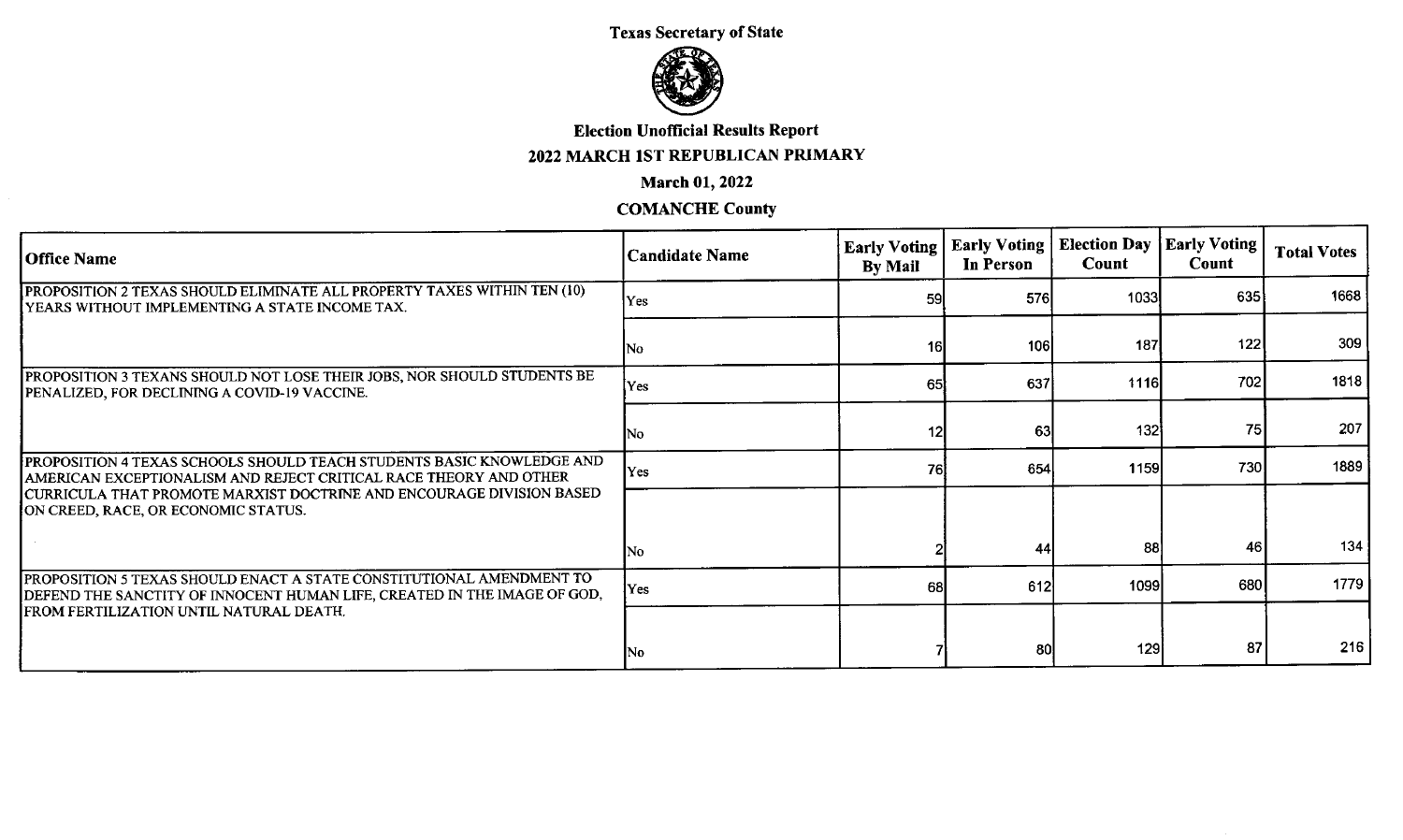**Texas Secretary of State**

**Election Unofficial Results Report**

**2022 MARCH 1ST REPUBLICAN PRIMARY**

**March 01, 2022**

**COMANCHE County**

| Office Name | Candidate Name | Early Voting By Mail | Early Voting In Person | Election Day Count | Early Voting Count | Total Votes |
|---|---|---|---|---|---|---|
| PROPOSITION 2 TEXAS SHOULD ELIMINATE ALL PROPERTY TAXES WITHIN TEN (10) YEARS WITHOUT IMPLEMENTING A STATE INCOME TAX. | Yes | 59 | 576 | 1033 | 635 | 1668 |
| | No | 16 | 106 | 187 | 122 | 309 |
| PROPOSITION 3 TEXANS SHOULD NOT LOSE THEIR JOBS, NOR SHOULD STUDENTS BE PENALIZED, FOR DECLINING A COVID-19 VACCINE. | Yes | 65 | 637 | 1116 | 702 | 1818 |
| | No | 12 | 63 | 132 | 75 | 207 |
| PROPOSITION 4 TEXAS SCHOOLS SHOULD TEACH STUDENTS BASIC KNOWLEDGE AND AMERICAN EXCEPTIONALISM AND REJECT CRITICAL RACE THEORY AND OTHER CURRICULA THAT PROMOTE MARXIST DOCTRINE AND ENCOURAGE DIVISION BASED ON CREED, RACE, OR ECONOMIC STATUS. | Yes | 76 | 654 | 1159 | 730 | 1889 |
| | No | 2 | 44 | 88 | 46 | 134 |
| PROPOSITION 5 TEXAS SHOULD ENACT A STATE CONSTITUTIONAL AMENDMENT TO DEFEND THE SANCTITY OF INNOCENT HUMAN LIFE, CREATED IN THE IMAGE OF GOD, FROM FERTILIZATION UNTIL NATURAL DEATH. | Yes | 68 | 612 | 1099 | 680 | 1779 |
| | No | 7 | 80 | 129 | 87 | 216 |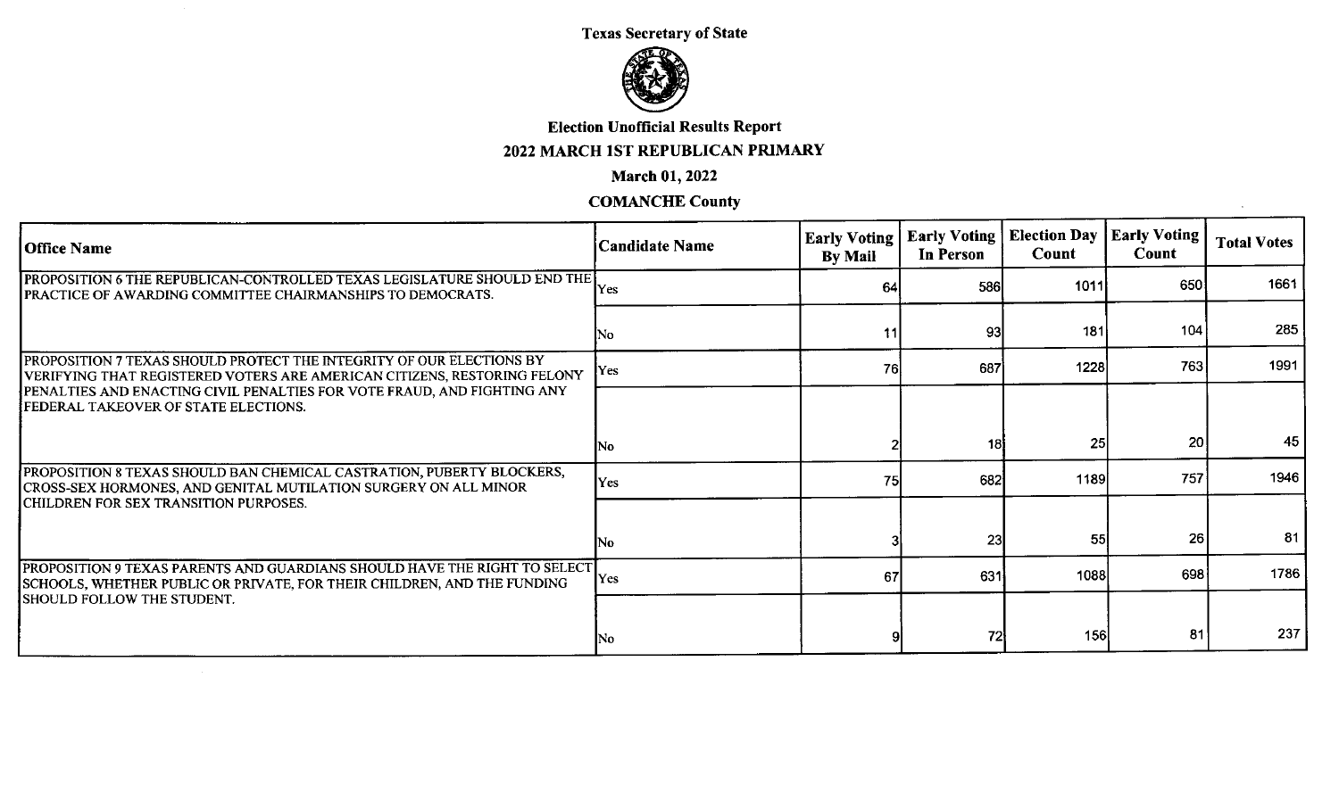Texas Secretary of State

Election Unofficial Results Report

2022 MARCH 1ST REPUBLICAN PRIMARY

March 01, 2022

COMANCHE County

| Office Name | Candidate Name | Early Voting By Mail | Early Voting In Person | Election Day Count | Early Voting Count | Total Votes |
|---|---|---|---|---|---|---|
| PROPOSITION 6 THE REPUBLICAN-CONTROLLED TEXAS LEGISLATURE SHOULD END THE PRACTICE OF AWARDING COMMITTEE CHAIRMANSHIPS TO DEMOCRATS. | Yes | 64 | 586 | 1011 | 650 | 1661 |
| | No | 11 | 93 | 181 | 104 | 285 |
| PROPOSITION 7 TEXAS SHOULD PROTECT THE INTEGRITY OF OUR ELECTIONS BY VERIFYING THAT REGISTERED VOTERS ARE AMERICAN CITIZENS, RESTORING FELONY PENALTIES AND ENACTING CIVIL PENALTIES FOR VOTE FRAUD, AND FIGHTING ANY FEDERAL TAKEOVER OF STATE ELECTIONS. | Yes | 76 | 687 | 1228 | 763 | 1991 |
| | No | 2 | 18 | 25 | 20 | 45 |
| PROPOSITION 8 TEXAS SHOULD BAN CHEMICAL CASTRATION, PUBERTY BLOCKERS, CROSS-SEX HORMONES, AND GENITAL MUTILATION SURGERY ON ALL MINOR CHILDREN FOR SEX TRANSITION PURPOSES. | Yes | 75 | 682 | 1189 | 757 | 1946 |
| | No | 3 | 23 | 55 | 26 | 81 |
| PROPOSITION 9 TEXAS PARENTS AND GUARDIANS SHOULD HAVE THE RIGHT TO SELECT SCHOOLS, WHETHER PUBLIC OR PRIVATE, FOR THEIR CHILDREN, AND THE FUNDING SHOULD FOLLOW THE STUDENT. | Yes | 67 | 631 | 1088 | 698 | 1786 |
| | No | 9 | 72 | 156 | 81 | 237 |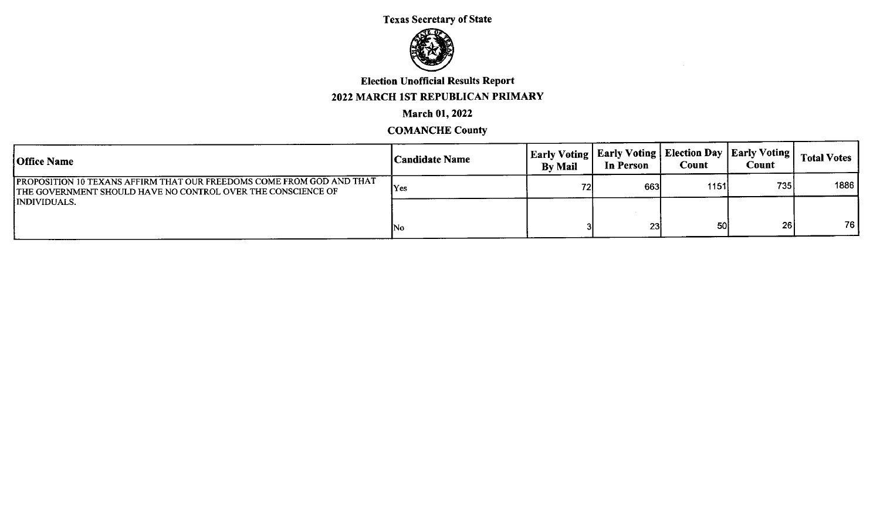Texas Secretary of State

Election Unofficial Results Report

2022 MARCH 1ST REPUBLICAN PRIMARY

March 01, 2022

COMANCHE County

| Office Name | Candidate Name | Early Voting By Mail | Early Voting In Person | Election Day Count | Early Voting Count | Total Votes |
|---|---|---|---|---|---|---|
| PROPOSITION 10 TEXANS AFFIRM THAT OUR FREEDOMS COME FROM GOD AND THAT THE GOVERNMENT SHOULD HAVE NO CONTROL OVER THE CONSCIENCE OF INDIVIDUALS. | Yes | 72 | 663 | 1151 | 735 | 1886 |
| | No | 3 | 23 | 50 | 26 | 76 |